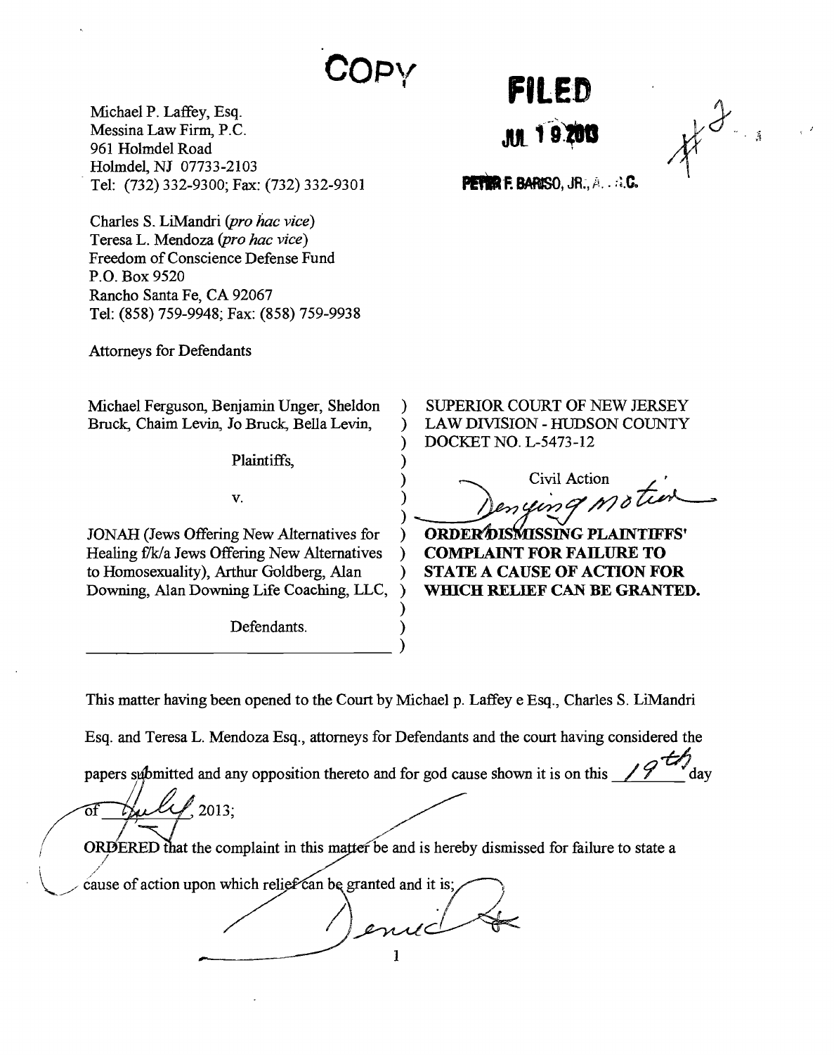# COPY

**FILED**

**JUL 19 2013**

**PETER F. BARISO, JR., A.J.S.C.**

#3

Michael P. Laffey, Esq.
Messina Law Firm, P.C.
961 Holmdel Road
Holmdel, NJ 07733-2103
Tel: (732) 332-9300; Fax: (732) 332-9301

Charles S. LiMandri (*pro hac vice*)
Teresa L. Mendoza (*pro hac vice*)
Freedom of Conscience Defense Fund
P.O. Box 9520
Rancho Santa Fe, CA 92067
Tel: (858) 759-9948; Fax: (858) 759-9938

Attorneys for Defendants

| | |
|---|---|
| Michael Ferguson, Benjamin Unger, Sheldon Bruck, Chaim Levin, Jo Bruck, Bella Levin,<br><br>Plaintiffs,<br><br>v.<br><br>JONAH (Jews Offering New Alternatives for Healing f/k/a Jews Offering New Alternatives to Homosexuality), Arthur Goldberg, Alan Downing, Alan Downing Life Coaching, LLC,<br><br>Defendants. | SUPERIOR COURT OF NEW JERSEY<br>LAW DIVISION - HUDSON COUNTY<br>DOCKET NO. L-5473-12<br><br>Civil Action<br><br>*Denying motion*<br><br>**ORDER ~~DISMISSING PLAINTIFFS' COMPLAINT FOR FAILURE TO STATE A CAUSE OF ACTION FOR WHICH RELIEF CAN BE GRANTED.~~** |

This matter having been opened to the Court by Michael p. Laffey e Esq., Charles S. LiMandri Esq. and Teresa L. Mendoza Esq., attorneys for Defendants and the court having considered the papers submitted and any opposition thereto and for god cause shown it is on this *19th* day of *July*, 2013;

~~ORDERED that the complaint in this matter be and is hereby dismissed for failure to state a cause of action upon which relief can be granted and it is;~~

*Denied*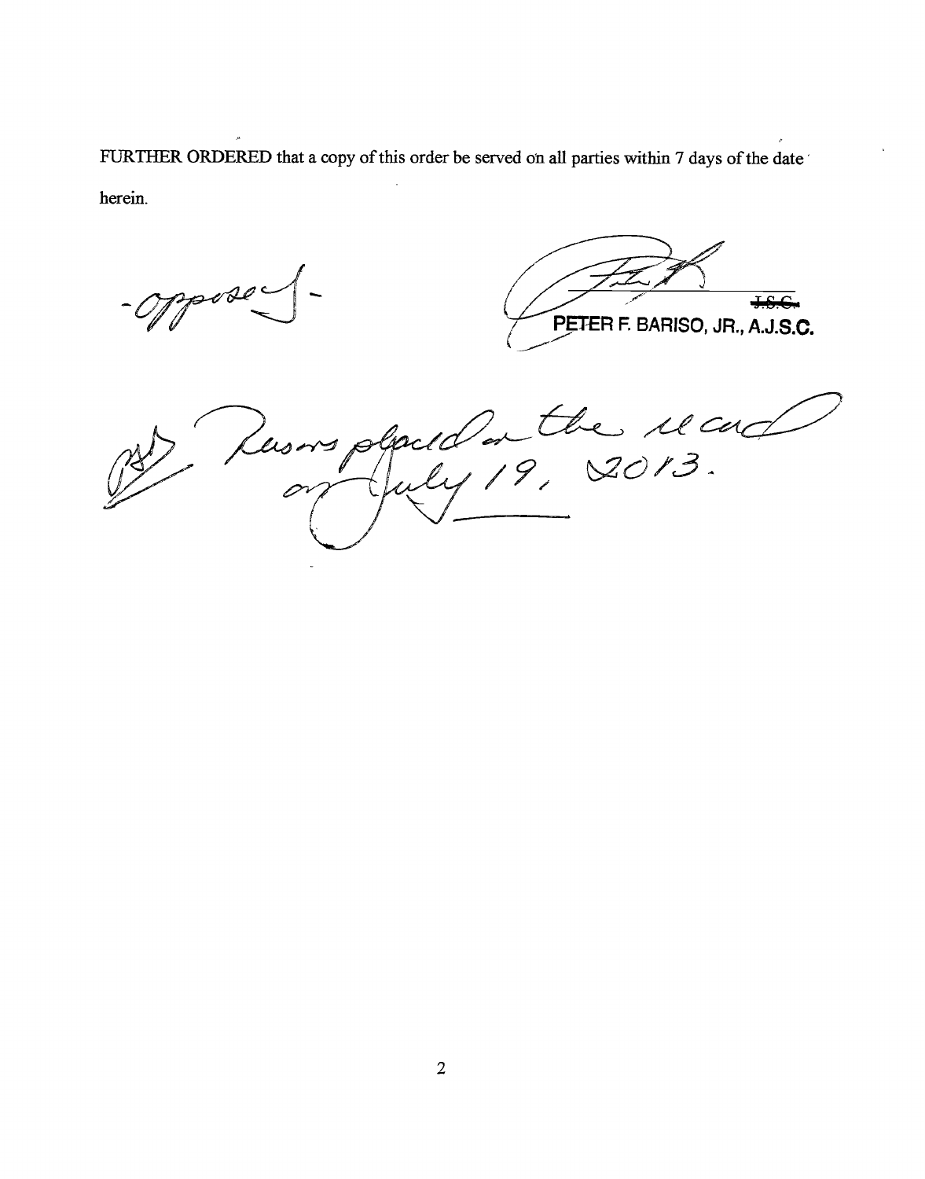FURTHER ORDERED that a copy of this order be served on all parties within 7 days of the date herein.

-opposed-

PETER F. BARISO, JR., A.J.S.C.

PB Reasons placed on the record on July 19, 2013.